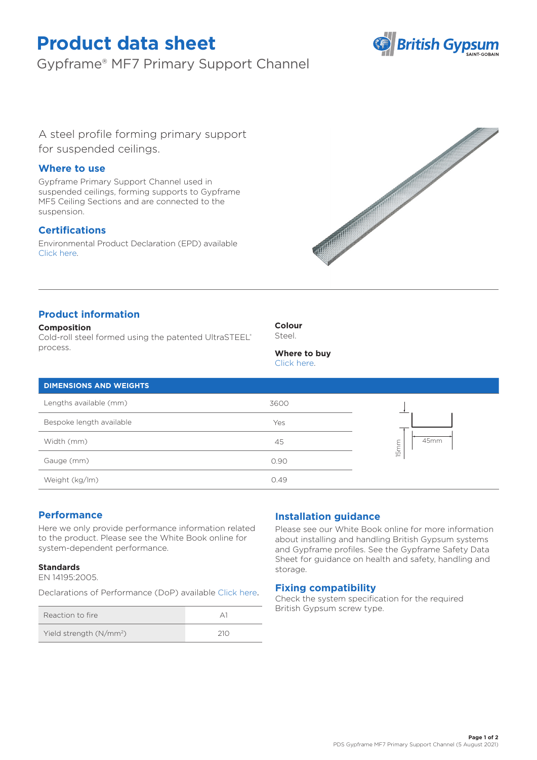# Product data sheet

Gypframe® MF7 Primary Support Channel

A steel profile forming primary support for suspended ceilings.

## Where to use

Gypframe Primary Support Channel used in suspended ceilings, forming supports to Gypframe MF5 Ceiling Sections and are connected to the suspension.

## Certifications

Environmental Product Declaration (EPD) available Click here.

## Product information

**Composition**
Cold-roll steel formed using the patented UltraSTEEL® process.

**Colour**
Steel.

**Where to buy**
Click here.

| DIMENSIONS AND WEIGHTS | |
|---|---|
| Lengths available (mm) | 3600 |
| Bespoke length available | Yes |
| Width (mm) | 45 |
| Gauge (mm) | 0.90 |
| Weight (kg/lm) | 0.49 |

15mm
45mm

## Performance

Here we only provide performance information related to the product. Please see the White Book online for system-dependent performance.

**Standards**
EN 14195:2005.

Declarations of Performance (DoP) available Click here.

| Reaction to fire | A1 |
|---|---|
| Yield strength (N/mm²) | 210 |

## Installation guidance

Please see our White Book online for more information about installing and handling British Gypsum systems and Gypframe profiles. See the Gypframe Safety Data Sheet for guidance on health and safety, handling and storage.

## Fixing compatibility

Check the system specification for the required British Gypsum screw type.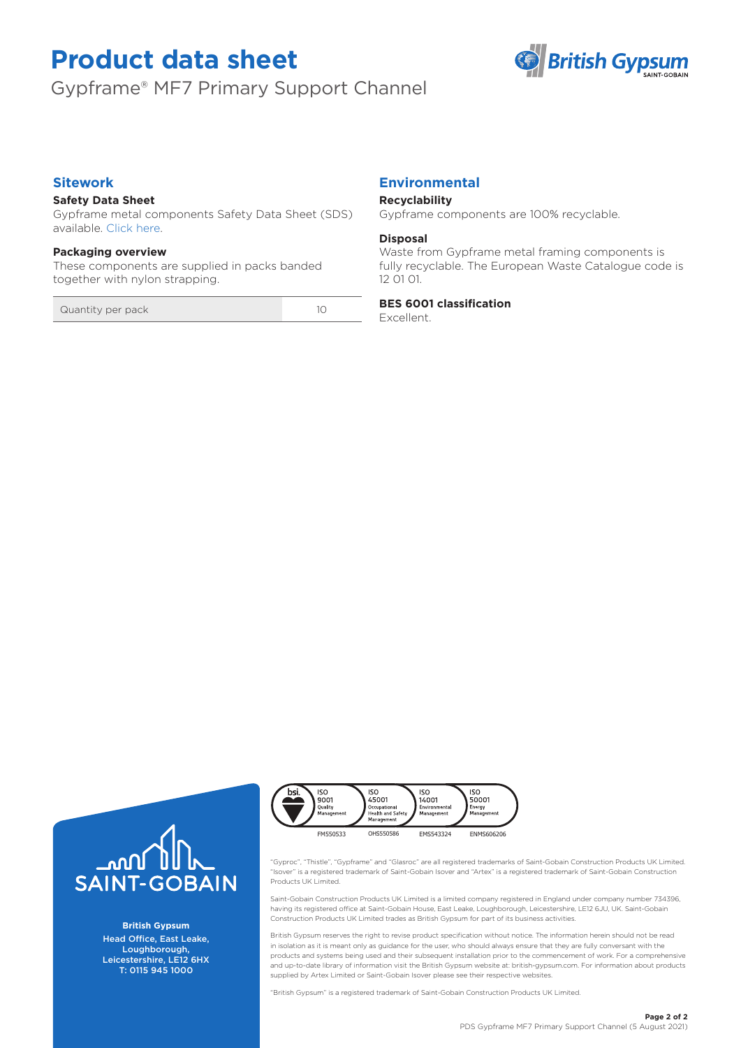# Product data sheet

Gypframe® MF7 Primary Support Channel

## Sitework

### Safety Data Sheet

Gypframe metal components Safety Data Sheet (SDS) available. Click here.

### Packaging overview

These components are supplied in packs banded together with nylon strapping.

| | |
|---|---|
| Quantity per pack | 10 |

## Environmental

### Recyclability

Gypframe components are 100% recyclable.

### Disposal

Waste from Gypframe metal framing components is fully recyclable. The European Waste Catalogue code is 12 01 01.

### BES 6001 classification

Excellent.

**British Gypsum**
Head Office, East Leake,
Loughborough,
Leicestershire, LE12 6HX
T: 0115 945 1000

ISO 9001 Quality Management FM550533
ISO 45001 Occupational Health and Safety Management OHS550586
ISO 14001 Environmental Management EMS543324
ISO 50001 Energy Management ENMS606206

"Gyproc", "Thistle", "Gypframe" and "Glasroc" are all registered trademarks of Saint-Gobain Construction Products UK Limited. "Isover" is a registered trademark of Saint-Gobain Isover and "Artex" is a registered trademark of Saint-Gobain Construction Products UK Limited.

Saint-Gobain Construction Products UK Limited is a limited company registered in England under company number 734396, having its registered office at Saint-Gobain House, East Leake, Loughborough, Leicestershire, LE12 6JU, UK. Saint-Gobain Construction Products UK Limited trades as British Gypsum for part of its business activities.

British Gypsum reserves the right to revise product specification without notice. The information herein should not be read in isolation as it is meant only as guidance for the user, who should always ensure that they are fully conversant with the products and systems being used and their subsequent installation prior to the commencement of work. For a comprehensive and up-to-date library of information visit the British Gypsum website at: british-gypsum.com. For information about products supplied by Artex Limited or Saint-Gobain Isover please see their respective websites.

"British Gypsum" is a registered trademark of Saint-Gobain Construction Products UK Limited.

PDS Gypframe MF7 Primary Support Channel (5 August 2021)